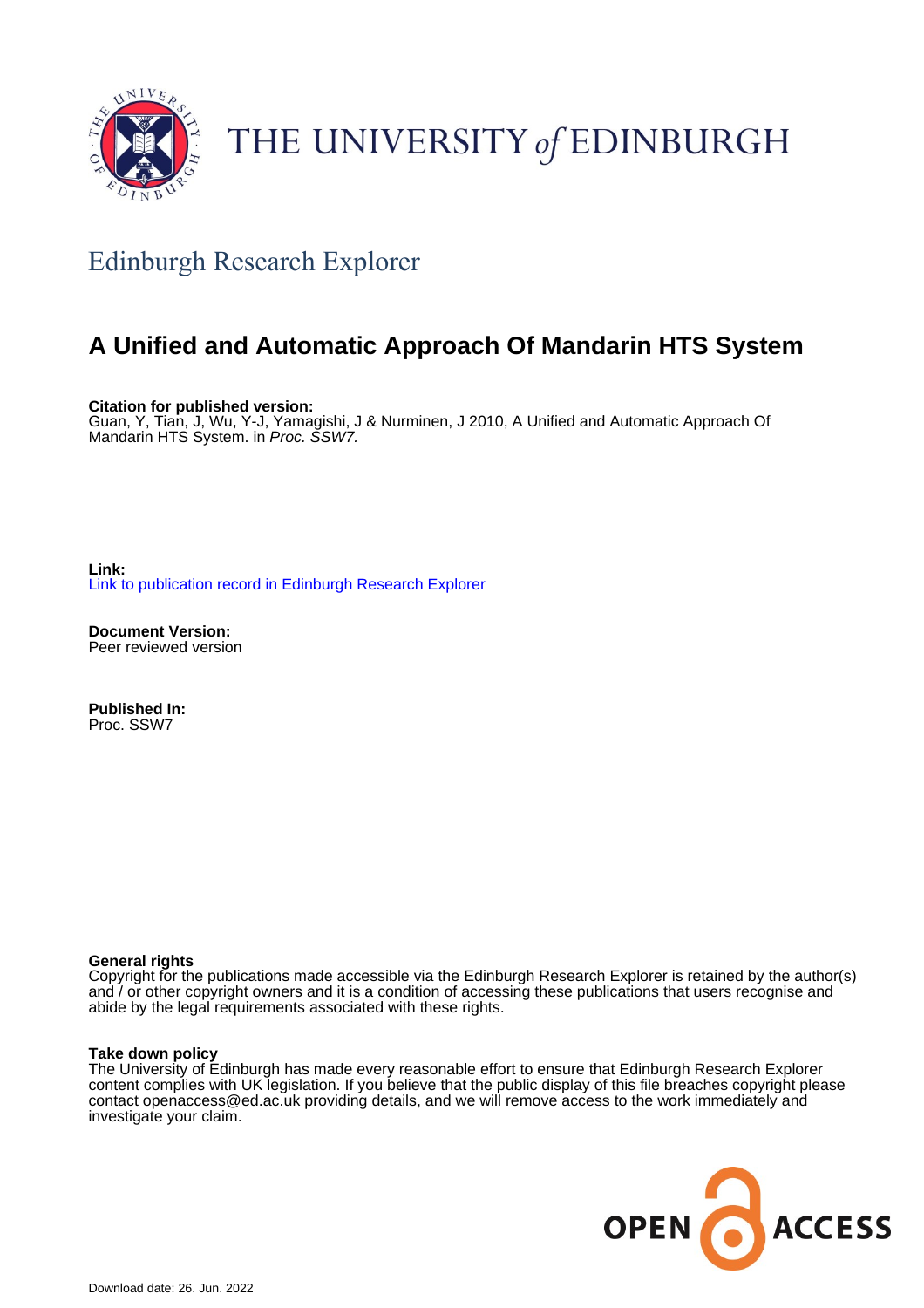THE UNIVERSITY of EDINBURGH

## Edinburgh Research Explorer

# A Unified and Automatic Approach Of Mandarin HTS System

**Citation for published version:**
Guan, Y, Tian, J, Wu, Y-J, Yamagishi, J & Nurminen, J 2010, A Unified and Automatic Approach Of Mandarin HTS System. in *Proc. SSW7.*

**Link:**
Link to publication record in Edinburgh Research Explorer

**Document Version:**
Peer reviewed version

**Published In:**
Proc. SSW7

**General rights**
Copyright for the publications made accessible via the Edinburgh Research Explorer is retained by the author(s) and / or other copyright owners and it is a condition of accessing these publications that users recognise and abide by the legal requirements associated with these rights.

**Take down policy**
The University of Edinburgh has made every reasonable effort to ensure that Edinburgh Research Explorer content complies with UK legislation. If you believe that the public display of this file breaches copyright please contact openaccess@ed.ac.uk providing details, and we will remove access to the work immediately and investigate your claim.

Download date: 26. Jun. 2022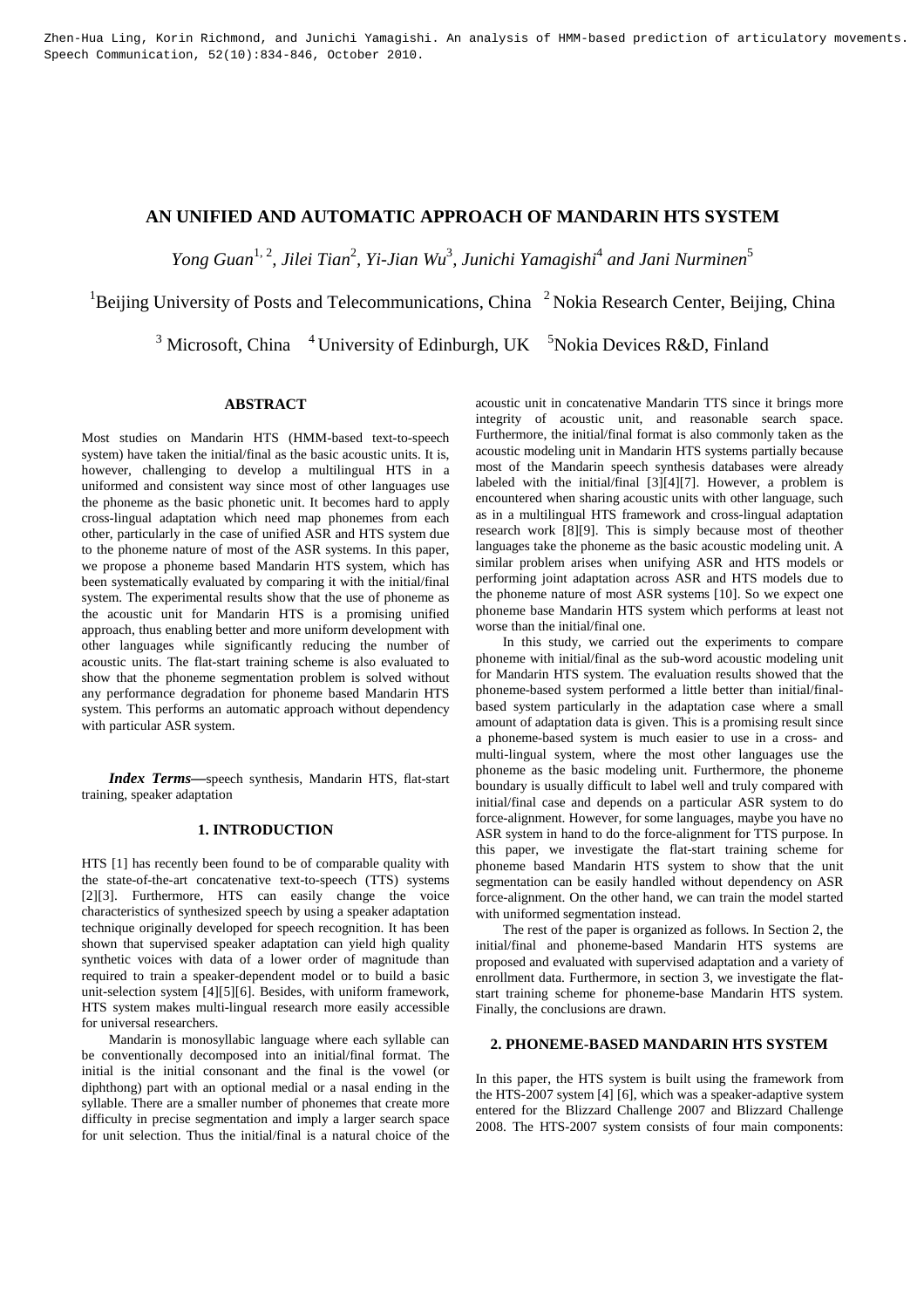Zhen-Hua Ling, Korin Richmond, and Junichi Yamagishi. An analysis of HMM-based prediction of articulatory movements. Speech Communication, 52(10):834-846, October 2010.

# AN UNIFIED AND AUTOMATIC APPROACH OF MANDARIN HTS SYSTEM

*Yong Guan[1, 2], Jilei Tian[2], Yi-Jian Wu[3], Junichi Yamagishi[4] and Jani Nurminen[5]*

[1]Beijing University of Posts and Telecommunications, China [2] Nokia Research Center, Beijing, China

[3] Microsoft, China [4] University of Edinburgh, UK [5]Nokia Devices R&D, Finland

## ABSTRACT

Most studies on Mandarin HTS (HMM-based text-to-speech system) have taken the initial/final as the basic acoustic units. It is, however, challenging to develop a multilingual HTS in a uniformed and consistent way since most of other languages use the phoneme as the basic phonetic unit. It becomes hard to apply cross-lingual adaptation which need map phonemes from each other, particularly in the case of unified ASR and HTS system due to the phoneme nature of most of the ASR systems. In this paper, we propose a phoneme based Mandarin HTS system, which has been systematically evaluated by comparing it with the initial/final system. The experimental results show that the use of phoneme as the acoustic unit for Mandarin HTS is a promising unified approach, thus enabling better and more uniform development with other languages while significantly reducing the number of acoustic units. The flat-start training scheme is also evaluated to show that the phoneme segmentation problem is solved without any performance degradation for phoneme based Mandarin HTS system. This performs an automatic approach without dependency with particular ASR system.

***Index Terms*—**speech synthesis, Mandarin HTS, flat-start training, speaker adaptation

## 1. INTRODUCTION

HTS [1] has recently been found to be of comparable quality with the state-of-the-art concatenative text-to-speech (TTS) systems [2][3]. Furthermore, HTS can easily change the voice characteristics of synthesized speech by using a speaker adaptation technique originally developed for speech recognition. It has been shown that supervised speaker adaptation can yield high quality synthetic voices with data of a lower order of magnitude than required to train a speaker-dependent model or to build a basic unit-selection system [4][5][6]. Besides, with uniform framework, HTS system makes multi-lingual research more easily accessible for universal researchers.

Mandarin is monosyllabic language where each syllable can be conventionally decomposed into an initial/final format. The initial is the initial consonant and the final is the vowel (or diphthong) part with an optional medial or a nasal ending in the syllable. There are a smaller number of phonemes that create more difficulty in precise segmentation and imply a larger search space for unit selection. Thus the initial/final is a natural choice of the acoustic unit in concatenative Mandarin TTS since it brings more integrity of acoustic unit, and reasonable search space. Furthermore, the initial/final format is also commonly taken as the acoustic modeling unit in Mandarin HTS systems partially because most of the Mandarin speech synthesis databases were already labeled with the initial/final [3][4][7]. However, a problem is encountered when sharing acoustic units with other language, such as in a multilingual HTS framework and cross-lingual adaptation research work [8][9]. This is simply because most of theother languages take the phoneme as the basic acoustic modeling unit. A similar problem arises when unifying ASR and HTS models or performing joint adaptation across ASR and HTS models due to the phoneme nature of most ASR systems [10]. So we expect one phoneme base Mandarin HTS system which performs at least not worse than the initial/final one.

In this study, we carried out the experiments to compare phoneme with initial/final as the sub-word acoustic modeling unit for Mandarin HTS system. The evaluation results showed that the phoneme-based system performed a little better than initial/final-based system particularly in the adaptation case where a small amount of adaptation data is given. This is a promising result since a phoneme-based system is much easier to use in a cross- and multi-lingual system, where the most other languages use the phoneme as the basic modeling unit. Furthermore, the phoneme boundary is usually difficult to label well and truly compared with initial/final case and depends on a particular ASR system to do force-alignment. However, for some languages, maybe you have no ASR system in hand to do the force-alignment for TTS purpose. In this paper, we investigate the flat-start training scheme for phoneme based Mandarin HTS system to show that the unit segmentation can be easily handled without dependency on ASR force-alignment. On the other hand, we can train the model started with uniformed segmentation instead.

The rest of the paper is organized as follows. In Section 2, the initial/final and phoneme-based Mandarin HTS systems are proposed and evaluated with supervised adaptation and a variety of enrollment data. Furthermore, in section 3, we investigate the flat-start training scheme for phoneme-base Mandarin HTS system. Finally, the conclusions are drawn.

## 2. PHONEME-BASED MANDARIN HTS SYSTEM

In this paper, the HTS system is built using the framework from the HTS-2007 system [4] [6], which was a speaker-adaptive system entered for the Blizzard Challenge 2007 and Blizzard Challenge 2008. The HTS-2007 system consists of four main components: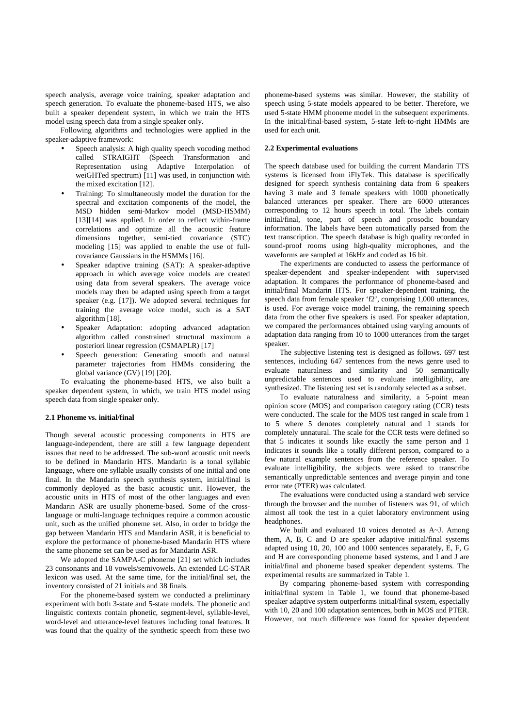speech analysis, average voice training, speaker adaptation and speech generation. To evaluate the phoneme-based HTS, we also built a speaker dependent system, in which we train the HTS model using speech data from a single speaker only.

Following algorithms and technologies were applied in the speaker-adaptive framework:

- Speech analysis: A high quality speech vocoding method called STRAIGHT (Speech Transformation and Representation using Adaptive Interpolation of weiGHTed spectrum) [11] was used, in conjunction with the mixed excitation [12].
- Training: To simultaneously model the duration for the spectral and excitation components of the model, the MSD hidden semi-Markov model (MSD-HSMM) [13][14] was applied. In order to reflect within-frame correlations and optimize all the acoustic feature dimensions together, semi-tied covariance (STC) modeling [15] was applied to enable the use of full-covariance Gaussians in the HSMMs [16].
- Speaker adaptive training (SAT): A speaker-adaptive approach in which average voice models are created using data from several speakers. The average voice models may then be adapted using speech from a target speaker (e.g. [17]). We adopted several techniques for training the average voice model, such as a SAT algorithm [18].
- Speaker Adaptation: adopting advanced adaptation algorithm called constrained structural maximum a posteriori linear regression (CSMAPLR) [17]
- Speech generation: Generating smooth and natural parameter trajectories from HMMs considering the global variance (GV) [19] [20].

To evaluating the phoneme-based HTS, we also built a speaker dependent system, in which, we train HTS model using speech data from single speaker only.

### 2.1 Phoneme vs. initial/final

Though several acoustic processing components in HTS are language-independent, there are still a few language dependent issues that need to be addressed. The sub-word acoustic unit needs to be defined in Mandarin HTS. Mandarin is a tonal syllabic language, where one syllable usually consists of one initial and one final. In the Mandarin speech synthesis system, initial/final is commonly deployed as the basic acoustic unit. However, the acoustic units in HTS of most of the other languages and even Mandarin ASR are usually phoneme-based. Some of the cross-language or multi-language techniques require a common acoustic unit, such as the unified phoneme set. Also, in order to bridge the gap between Mandarin HTS and Mandarin ASR, it is beneficial to explore the performance of phoneme-based Mandarin HTS where the same phoneme set can be used as for Mandarin ASR.

We adopted the SAMPA-C phoneme [21] set which includes 23 consonants and 18 vowels/semivowels. An extended LC-STAR lexicon was used. At the same time, for the initial/final set, the inventory consisted of 21 initials and 38 finals.

For the phoneme-based system we conducted a preliminary experiment with both 3-state and 5-state models. The phonetic and linguistic contexts contain phonetic, segment-level, syllable-level, word-level and utterance-level features including tonal features. It was found that the quality of the synthetic speech from these two phoneme-based systems was similar. However, the stability of speech using 5-state models appeared to be better. Therefore, we used 5-state HMM phoneme model in the subsequent experiments. In the initial/final-based system, 5-state left-to-right HMMs are used for each unit.

### 2.2 Experimental evaluations

The speech database used for building the current Mandarin TTS systems is licensed from iFlyTek. This database is specifically designed for speech synthesis containing data from 6 speakers having 3 male and 3 female speakers with 1000 phonetically balanced utterances per speaker. There are 6000 utterances corresponding to 12 hours speech in total. The labels contain initial/final, tone, part of speech and prosodic boundary information. The labels have been automatically parsed from the text transcription. The speech database is high quality recorded in sound-proof rooms using high-quality microphones, and the waveforms are sampled at 16kHz and coded as 16 bit.

The experiments are conducted to assess the performance of speaker-dependent and speaker-independent with supervised adaptation. It compares the performance of phoneme-based and initial/final Mandarin HTS. For speaker-dependent training, the speech data from female speaker 'f2', comprising 1,000 utterances, is used. For average voice model training, the remaining speech data from the other five speakers is used. For speaker adaptation, we compared the performances obtained using varying amounts of adaptation data ranging from 10 to 1000 utterances from the target speaker.

The subjective listening test is designed as follows. 697 test sentences, including 647 sentences from the news genre used to evaluate naturalness and similarity and 50 semantically unpredictable sentences used to evaluate intelligibility, are synthesized. The listening test set is randomly selected as a subset.

To evaluate naturalness and similarity, a 5-point mean opinion score (MOS) and comparison category rating (CCR) tests were conducted. The scale for the MOS test ranged in scale from 1 to 5 where 5 denotes completely natural and 1 stands for completely unnatural. The scale for the CCR tests were defined so that 5 indicates it sounds like exactly the same person and 1 indicates it sounds like a totally different person, compared to a few natural example sentences from the reference speaker. To evaluate intelligibility, the subjects were asked to transcribe semantically unpredictable sentences and average pinyin and tone error rate (PTER) was calculated.

The evaluations were conducted using a standard web service through the browser and the number of listeners was 91, of which almost all took the test in a quiet laboratory environment using headphones.

We built and evaluated 10 voices denoted as A~J. Among them, A, B, C and D are speaker adaptive initial/final systems adapted using 10, 20, 100 and 1000 sentences separately, E, F, G and H are corresponding phoneme based systems, and I and J are initial/final and phoneme based speaker dependent systems. The experimental results are summarized in Table 1.

By comparing phoneme-based system with corresponding initial/final system in Table 1, we found that phoneme-based speaker adaptive system outperforms initial/final system, especially with 10, 20 and 100 adaptation sentences, both in MOS and PTER. However, not much difference was found for speaker dependent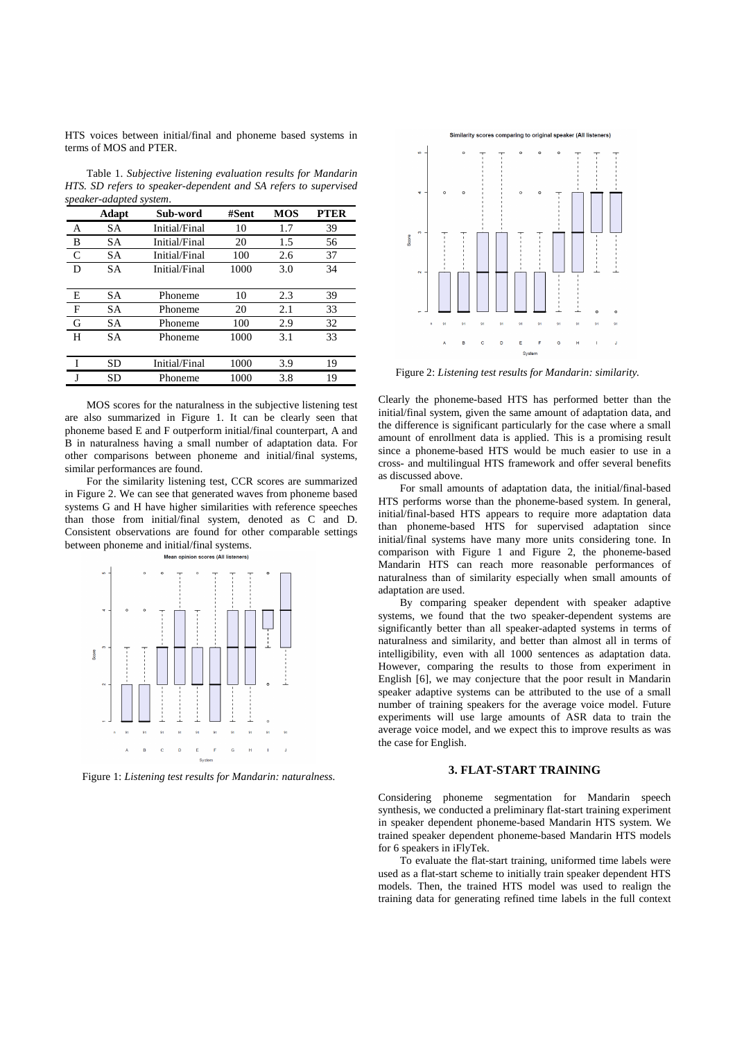HTS voices between initial/final and phoneme based systems in terms of MOS and PTER.

Table 1. *Subjective listening evaluation results for Mandarin HTS. SD refers to speaker-dependent and SA refers to supervised speaker-adapted system*.

| | Adapt | Sub-word | #Sent | MOS | PTER |
|---|---|---|---|---|---|
| A | SA | Initial/Final | 10 | 1.7 | 39 |
| B | SA | Initial/Final | 20 | 1.5 | 56 |
| C | SA | Initial/Final | 100 | 2.6 | 37 |
| D | SA | Initial/Final | 1000 | 3.0 | 34 |
| E | SA | Phoneme | 10 | 2.3 | 39 |
| F | SA | Phoneme | 20 | 2.1 | 33 |
| G | SA | Phoneme | 100 | 2.9 | 32 |
| H | SA | Phoneme | 1000 | 3.1 | 33 |
| I | SD | Initial/Final | 1000 | 3.9 | 19 |
| J | SD | Phoneme | 1000 | 3.8 | 19 |

MOS scores for the naturalness in the subjective listening test are also summarized in Figure 1. It can be clearly seen that phoneme based E and F outperform initial/final counterpart, A and B in naturalness having a small number of adaptation data. For other comparisons between phoneme and initial/final systems, similar performances are found.

For the similarity listening test, CCR scores are summarized in Figure 2. We can see that generated waves from phoneme based systems G and H have higher similarities with reference speeches than those from initial/final system, denoted as C and D. Consistent observations are found for other comparable settings between phoneme and initial/final systems.

Figure 1: *Listening test results for Mandarin: naturalness.*

Figure 2: *Listening test results for Mandarin: similarity.*

Clearly the phoneme-based HTS has performed better than the initial/final system, given the same amount of adaptation data, and the difference is significant particularly for the case where a small amount of enrollment data is applied. This is a promising result since a phoneme-based HTS would be much easier to use in a cross- and multilingual HTS framework and offer several benefits as discussed above.

For small amounts of adaptation data, the initial/final-based HTS performs worse than the phoneme-based system. In general, initial/final-based HTS appears to require more adaptation data than phoneme-based HTS for supervised adaptation since initial/final systems have many more units considering tone. In comparison with Figure 1 and Figure 2, the phoneme-based Mandarin HTS can reach more reasonable performances of naturalness than of similarity especially when small amounts of adaptation are used.

By comparing speaker dependent with speaker adaptive systems, we found that the two speaker-dependent systems are significantly better than all speaker-adapted systems in terms of naturalness and similarity, and better than almost all in terms of intelligibility, even with all 1000 sentences as adaptation data. However, comparing the results to those from experiment in English [6], we may conjecture that the poor result in Mandarin speaker adaptive systems can be attributed to the use of a small number of training speakers for the average voice model. Future experiments will use large amounts of ASR data to train the average voice model, and we expect this to improve results as was the case for English.

## 3. FLAT-START TRAINING

Considering phoneme segmentation for Mandarin speech synthesis, we conducted a preliminary flat-start training experiment in speaker dependent phoneme-based Mandarin HTS system. We trained speaker dependent phoneme-based Mandarin HTS models for 6 speakers in iFlyTek.

To evaluate the flat-start training, uniformed time labels were used as a flat-start scheme to initially train speaker dependent HTS models. Then, the trained HTS model was used to realign the training data for generating refined time labels in the full context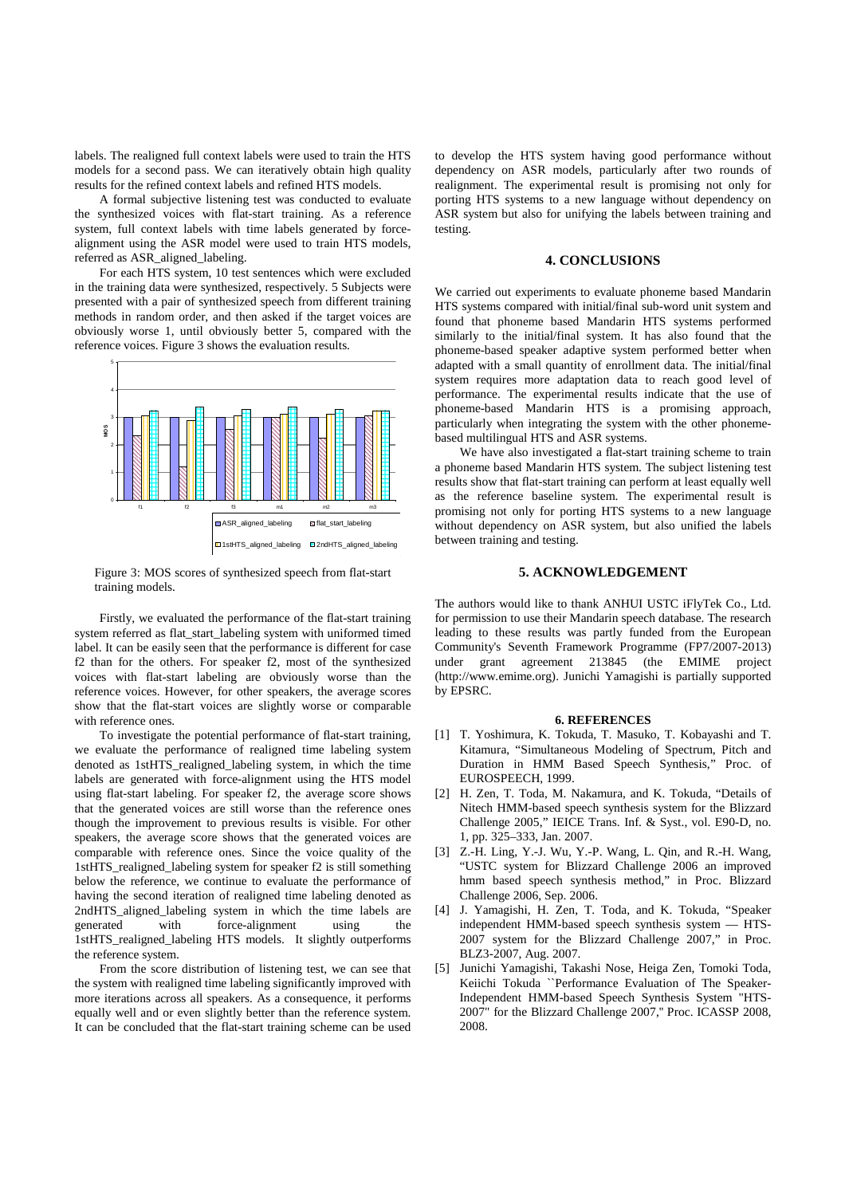labels. The realigned full context labels were used to train the HTS models for a second pass. We can iteratively obtain high quality results for the refined context labels and refined HTS models.

A formal subjective listening test was conducted to evaluate the synthesized voices with flat-start training. As a reference system, full context labels with time labels generated by force-alignment using the ASR model were used to train HTS models, referred as ASR_aligned_labeling.

For each HTS system, 10 test sentences which were excluded in the training data were synthesized, respectively. 5 Subjects were presented with a pair of synthesized speech from different training methods in random order, and then asked if the target voices are obviously worse 1, until obviously better 5, compared with the reference voices. Figure 3 shows the evaluation results.

Figure 3: MOS scores of synthesized speech from flat-start training models.

Firstly, we evaluated the performance of the flat-start training system referred as flat_start_labeling system with uniformed timed label. It can be easily seen that the performance is different for case f2 than for the others. For speaker f2, most of the synthesized voices with flat-start labeling are obviously worse than the reference voices. However, for other speakers, the average scores show that the flat-start voices are slightly worse or comparable with reference ones.

To investigate the potential performance of flat-start training, we evaluate the performance of realigned time labeling system denoted as 1stHTS_realigned_labeling system, in which the time labels are generated with force-alignment using the HTS model using flat-start labeling. For speaker f2, the average score shows that the generated voices are still worse than the reference ones though the improvement to previous results is visible. For other speakers, the average score shows that the generated voices are comparable with reference ones. Since the voice quality of the 1stHTS_realigned_labeling system for speaker f2 is still something below the reference, we continue to evaluate the performance of having the second iteration of realigned time labeling denoted as 2ndHTS_aligned_labeling system in which the time labels are generated with force-alignment using the 1stHTS_realigned_labeling HTS models. It slightly outperforms the reference system.

From the score distribution of listening test, we can see that the system with realigned time labeling significantly improved with more iterations across all speakers. As a consequence, it performs equally well and or even slightly better than the reference system. It can be concluded that the flat-start training scheme can be used to develop the HTS system having good performance without dependency on ASR models, particularly after two rounds of realignment. The experimental result is promising not only for porting HTS systems to a new language without dependency on ASR system but also for unifying the labels between training and testing.

## 4. CONCLUSIONS

We carried out experiments to evaluate phoneme based Mandarin HTS systems compared with initial/final sub-word unit system and found that phoneme based Mandarin HTS systems performed similarly to the initial/final system. It has also found that the phoneme-based speaker adaptive system performed better when adapted with a small quantity of enrollment data. The initial/final system requires more adaptation data to reach good level of performance. The experimental results indicate that the use of phoneme-based Mandarin HTS is a promising approach, particularly when integrating the system with the other phoneme-based multilingual HTS and ASR systems.

We have also investigated a flat-start training scheme to train a phoneme based Mandarin HTS system. The subject listening test results show that flat-start training can perform at least equally well as the reference baseline system. The experimental result is promising not only for porting HTS systems to a new language without dependency on ASR system, but also unified the labels between training and testing.

## 5. ACKNOWLEDGEMENT

The authors would like to thank ANHUI USTC iFlyTek Co., Ltd. for permission to use their Mandarin speech database. The research leading to these results was partly funded from the European Community's Seventh Framework Programme (FP7/2007-2013) under grant agreement 213845 (the EMIME project (http://www.emime.org). Junichi Yamagishi is partially supported by EPSRC.

## 6. REFERENCES

[1] T. Yoshimura, K. Tokuda, T. Masuko, T. Kobayashi and T. Kitamura, "Simultaneous Modeling of Spectrum, Pitch and Duration in HMM Based Speech Synthesis," Proc. of EUROSPEECH, 1999.

[2] H. Zen, T. Toda, M. Nakamura, and K. Tokuda, "Details of Nitech HMM-based speech synthesis system for the Blizzard Challenge 2005," IEICE Trans. Inf. & Syst., vol. E90-D, no. 1, pp. 325–333, Jan. 2007.

[3] Z.-H. Ling, Y.-J. Wu, Y.-P. Wang, L. Qin, and R.-H. Wang, "USTC system for Blizzard Challenge 2006 an improved hmm based speech synthesis method," in Proc. Blizzard Challenge 2006, Sep. 2006.

[4] J. Yamagishi, H. Zen, T. Toda, and K. Tokuda, "Speaker independent HMM-based speech synthesis system — HTS-2007 system for the Blizzard Challenge 2007," in Proc. BLZ3-2007, Aug. 2007.

[5] Junichi Yamagishi, Takashi Nose, Heiga Zen, Tomoki Toda, Keiichi Tokuda ``Performance Evaluation of The Speaker-Independent HMM-based Speech Synthesis System "HTS-2007" for the Blizzard Challenge 2007," Proc. ICASSP 2008, 2008.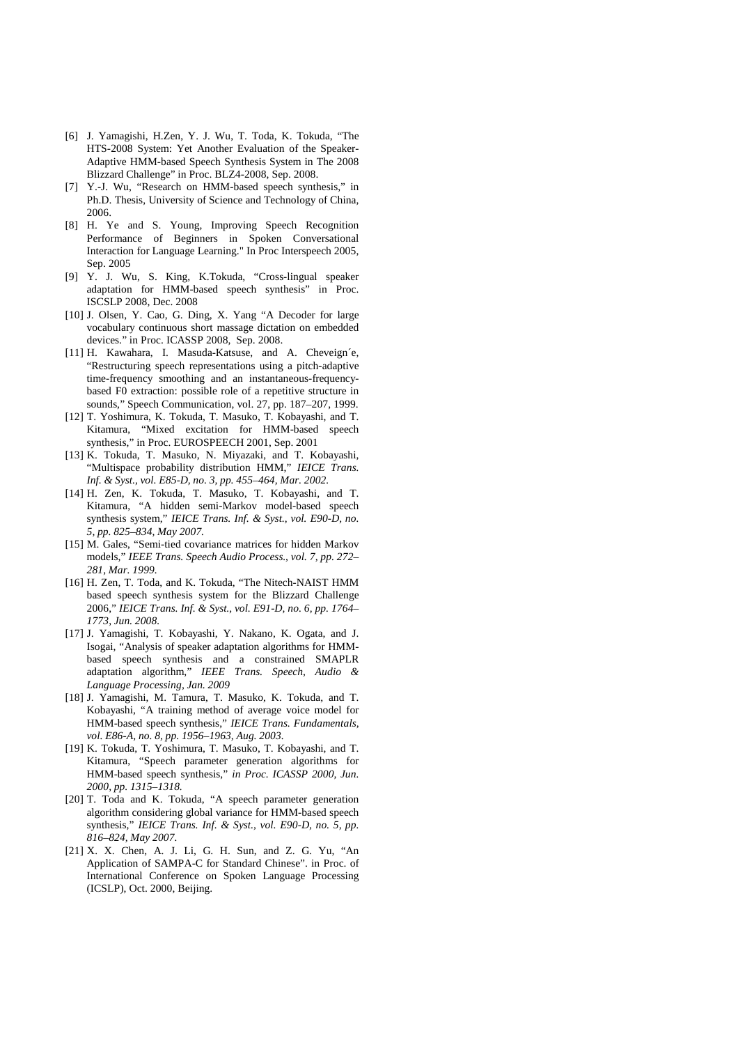[6] J. Yamagishi, H.Zen, Y. J. Wu, T. Toda, K. Tokuda, "The HTS-2008 System: Yet Another Evaluation of the Speaker-Adaptive HMM-based Speech Synthesis System in The 2008 Blizzard Challenge" in Proc. BLZ4-2008, Sep. 2008.

[7] Y.-J. Wu, "Research on HMM-based speech synthesis," in Ph.D. Thesis, University of Science and Technology of China, 2006.

[8] H. Ye and S. Young, Improving Speech Recognition Performance of Beginners in Spoken Conversational Interaction for Language Learning." In Proc Interspeech 2005, Sep. 2005

[9] Y. J. Wu, S. King, K.Tokuda, "Cross-lingual speaker adaptation for HMM-based speech synthesis" in Proc. ISCSLP 2008, Dec. 2008

[10] J. Olsen, Y. Cao, G. Ding, X. Yang "A Decoder for large vocabulary continuous short massage dictation on embedded devices." in Proc. ICASSP 2008, Sep. 2008.

[11] H. Kawahara, I. Masuda-Katsuse, and A. Cheveign´e, "Restructuring speech representations using a pitch-adaptive time-frequency smoothing and an instantaneous-frequency-based F0 extraction: possible role of a repetitive structure in sounds," Speech Communication, vol. 27, pp. 187–207, 1999.

[12] T. Yoshimura, K. Tokuda, T. Masuko, T. Kobayashi, and T. Kitamura, "Mixed excitation for HMM-based speech synthesis," in Proc. EUROSPEECH 2001, Sep. 2001

[13] K. Tokuda, T. Masuko, N. Miyazaki, and T. Kobayashi, "Multispace probability distribution HMM," *IEICE Trans. Inf. & Syst., vol. E85-D, no. 3, pp. 455–464, Mar. 2002.*

[14] H. Zen, K. Tokuda, T. Masuko, T. Kobayashi, and T. Kitamura, "A hidden semi-Markov model-based speech synthesis system," *IEICE Trans. Inf. & Syst., vol. E90-D, no. 5, pp. 825–834, May 2007.*

[15] M. Gales, "Semi-tied covariance matrices for hidden Markov models," *IEEE Trans. Speech Audio Process., vol. 7, pp. 272–281, Mar. 1999.*

[16] H. Zen, T. Toda, and K. Tokuda, "The Nitech-NAIST HMM based speech synthesis system for the Blizzard Challenge 2006," *IEICE Trans. Inf. & Syst., vol. E91-D, no. 6, pp. 1764–1773, Jun. 2008.*

[17] J. Yamagishi, T. Kobayashi, Y. Nakano, K. Ogata, and J. Isogai, "Analysis of speaker adaptation algorithms for HMM-based speech synthesis and a constrained SMAPLR adaptation algorithm," *IEEE Trans. Speech, Audio & Language Processing, Jan. 2009*

[18] J. Yamagishi, M. Tamura, T. Masuko, K. Tokuda, and T. Kobayashi, "A training method of average voice model for HMM-based speech synthesis," *IEICE Trans. Fundamentals, vol. E86-A, no. 8, pp. 1956–1963, Aug. 2003.*

[19] K. Tokuda, T. Yoshimura, T. Masuko, T. Kobayashi, and T. Kitamura, "Speech parameter generation algorithms for HMM-based speech synthesis," *in Proc. ICASSP 2000, Jun. 2000, pp. 1315–1318.*

[20] T. Toda and K. Tokuda, "A speech parameter generation algorithm considering global variance for HMM-based speech synthesis," *IEICE Trans. Inf. & Syst., vol. E90-D, no. 5, pp. 816–824, May 2007.*

[21] X. X. Chen, A. J. Li, G. H. Sun, and Z. G. Yu, "An Application of SAMPA-C for Standard Chinese". in Proc. of International Conference on Spoken Language Processing (ICSLP), Oct. 2000, Beijing.